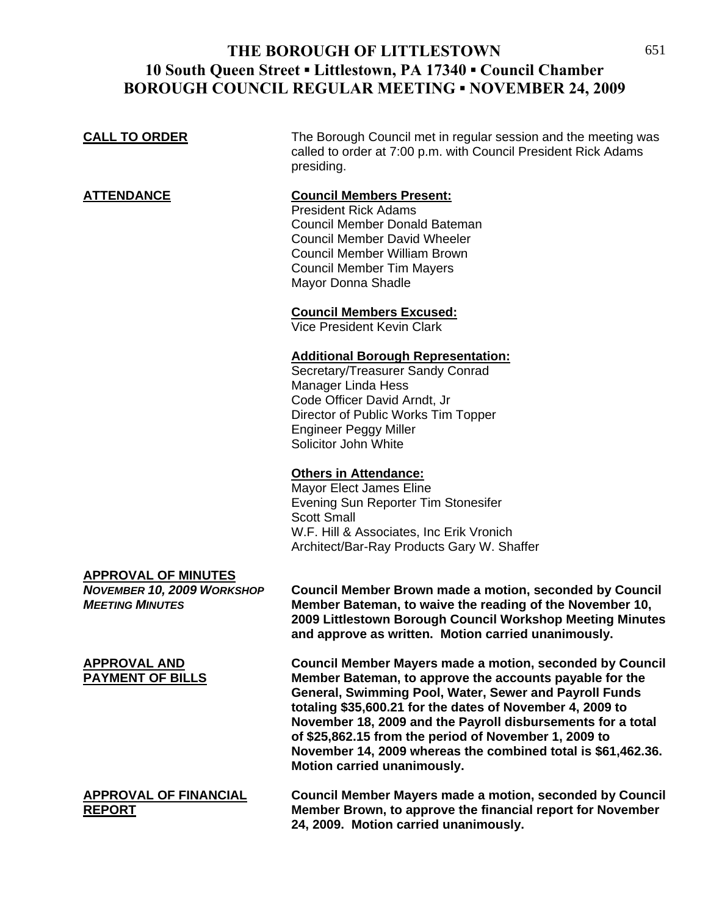# THE BOROUGH OF LITTLESTOWN
## 10 South Queen Street ▪ Littlestown, PA 17340 ▪ Council Chamber
## BOROUGH COUNCIL REGULAR MEETING ▪ NOVEMBER 24, 2009

**CALL TO ORDER**

The Borough Council met in regular session and the meeting was called to order at 7:00 p.m. with Council President Rick Adams presiding.

**ATTENDANCE**

**Council Members Present:**
President Rick Adams
Council Member Donald Bateman
Council Member David Wheeler
Council Member William Brown
Council Member Tim Mayers
Mayor Donna Shadle

**Council Members Excused:**
Vice President Kevin Clark

**Additional Borough Representation:**
Secretary/Treasurer Sandy Conrad
Manager Linda Hess
Code Officer David Arndt, Jr
Director of Public Works Tim Topper
Engineer Peggy Miller
Solicitor John White

**Others in Attendance:**
Mayor Elect James Eline
Evening Sun Reporter Tim Stonesifer
Scott Small
W.F. Hill & Associates, Inc Erik Vronich
Architect/Bar-Ray Products Gary W. Shaffer

**APPROVAL OF MINUTES**

***NOVEMBER 10, 2009 WORKSHOP MEETING MINUTES***

**Council Member Brown made a motion, seconded by Council Member Bateman, to waive the reading of the November 10, 2009 Littlestown Borough Council Workshop Meeting Minutes and approve as written. Motion carried unanimously.**

**APPROVAL AND PAYMENT OF BILLS**

**Council Member Mayers made a motion, seconded by Council Member Bateman, to approve the accounts payable for the General, Swimming Pool, Water, Sewer and Payroll Funds totaling $35,600.21 for the dates of November 4, 2009 to November 18, 2009 and the Payroll disbursements for a total of $25,862.15 from the period of November 1, 2009 to November 14, 2009 whereas the combined total is $61,462.36. Motion carried unanimously.**

**APPROVAL OF FINANCIAL REPORT**

**Council Member Mayers made a motion, seconded by Council Member Brown, to approve the financial report for November 24, 2009. Motion carried unanimously.**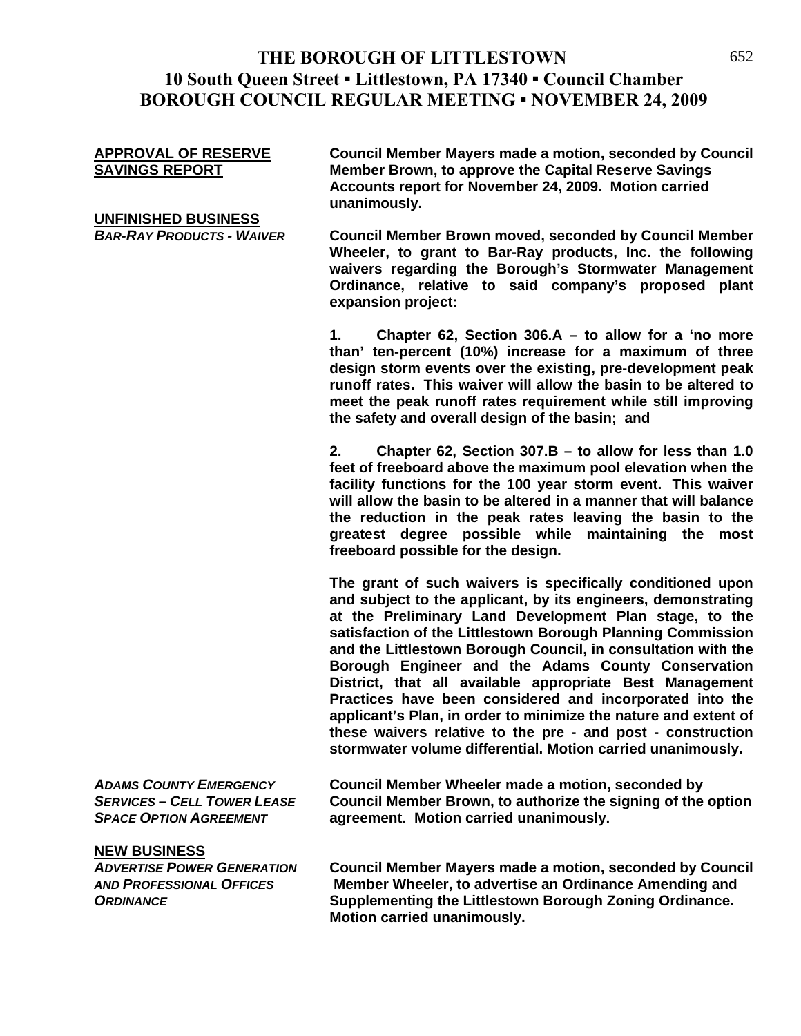**APPROVAL OF RESERVE SAVINGS REPORT**

**Council Member Mayers made a motion, seconded by Council Member Brown, to approve the Capital Reserve Savings Accounts report for November 24, 2009. Motion carried unanimously.**

**UNFINISHED BUSINESS**

***BAR-RAY PRODUCTS - WAIVER***

**Council Member Brown moved, seconded by Council Member Wheeler, to grant to Bar-Ray products, Inc. the following waivers regarding the Borough's Stormwater Management Ordinance, relative to said company's proposed plant expansion project:**

**1. Chapter 62, Section 306.A – to allow for a 'no more than' ten-percent (10%) increase for a maximum of three design storm events over the existing, pre-development peak runoff rates. This waiver will allow the basin to be altered to meet the peak runoff rates requirement while still improving the safety and overall design of the basin; and**

**2. Chapter 62, Section 307.B – to allow for less than 1.0 feet of freeboard above the maximum pool elevation when the facility functions for the 100 year storm event. This waiver will allow the basin to be altered in a manner that will balance the reduction in the peak rates leaving the basin to the greatest degree possible while maintaining the most freeboard possible for the design.**

**The grant of such waivers is specifically conditioned upon and subject to the applicant, by its engineers, demonstrating at the Preliminary Land Development Plan stage, to the satisfaction of the Littlestown Borough Planning Commission and the Littlestown Borough Council, in consultation with the Borough Engineer and the Adams County Conservation District, that all available appropriate Best Management Practices have been considered and incorporated into the applicant's Plan, in order to minimize the nature and extent of these waivers relative to the pre - and post - construction stormwater volume differential. Motion carried unanimously.**

***ADAMS COUNTY EMERGENCY SERVICES – CELL TOWER LEASE SPACE OPTION AGREEMENT***

**Council Member Wheeler made a motion, seconded by Council Member Brown, to authorize the signing of the option agreement. Motion carried unanimously.**

**NEW BUSINESS**

***ADVERTISE POWER GENERATION AND PROFESSIONAL OFFICES ORDINANCE***

**Council Member Mayers made a motion, seconded by Council Member Wheeler, to advertise an Ordinance Amending and Supplementing the Littlestown Borough Zoning Ordinance. Motion carried unanimously.**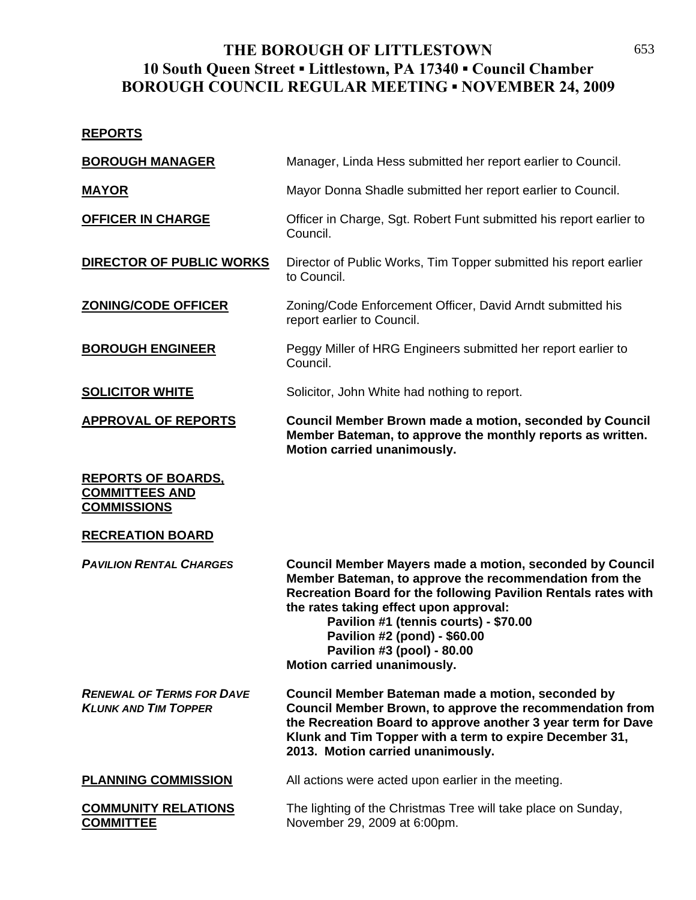# THE BOROUGH OF LITTLESTOWN
## 10 South Queen Street ▪ Littlestown, PA 17340 ▪ Council Chamber
## BOROUGH COUNCIL REGULAR MEETING ▪ NOVEMBER 24, 2009

**REPORTS**

**BOROUGH MANAGER** — Manager, Linda Hess submitted her report earlier to Council.

**MAYOR** — Mayor Donna Shadle submitted her report earlier to Council.

**OFFICER IN CHARGE** — Officer in Charge, Sgt. Robert Funt submitted his report earlier to Council.

**DIRECTOR OF PUBLIC WORKS** — Director of Public Works, Tim Topper submitted his report earlier to Council.

**ZONING/CODE OFFICER** — Zoning/Code Enforcement Officer, David Arndt submitted his report earlier to Council.

**BOROUGH ENGINEER** — Peggy Miller of HRG Engineers submitted her report earlier to Council.

**SOLICITOR WHITE** — Solicitor, John White had nothing to report.

**APPROVAL OF REPORTS** — **Council Member Brown made a motion, seconded by Council Member Bateman, to approve the monthly reports as written. Motion carried unanimously.**

**REPORTS OF BOARDS, COMMITTEES AND COMMISSIONS**

**RECREATION BOARD**

***PAVILION RENTAL CHARGES*** — **Council Member Mayers made a motion, seconded by Council Member Bateman, to approve the recommendation from the Recreation Board for the following Pavilion Rentals rates with the rates taking effect upon approval:**

**Pavilion #1 (tennis courts) - $70.00**
**Pavilion #2 (pond) - $60.00**
**Pavilion #3 (pool) - 80.00**

**Motion carried unanimously.**

***RENEWAL OF TERMS FOR DAVE KLUNK AND TIM TOPPER*** — **Council Member Bateman made a motion, seconded by Council Member Brown, to approve the recommendation from the Recreation Board to approve another 3 year term for Dave Klunk and Tim Topper with a term to expire December 31, 2013. Motion carried unanimously.**

**PLANNING COMMISSION** — All actions were acted upon earlier in the meeting.

**COMMUNITY RELATIONS COMMITTEE** — The lighting of the Christmas Tree will take place on Sunday, November 29, 2009 at 6:00pm.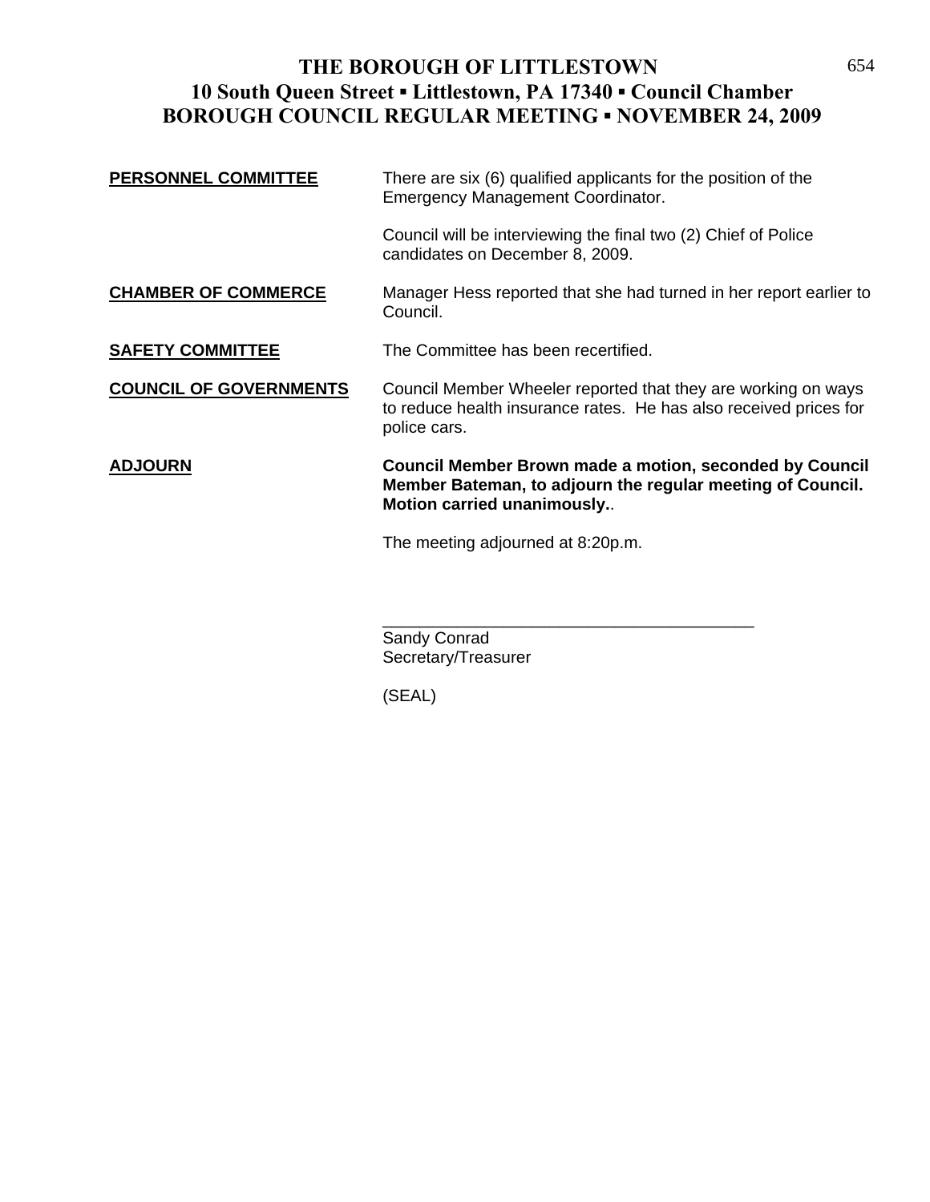# THE BOROUGH OF LITTLESTOWN
## 10 South Queen Street ▪ Littlestown, PA 17340 ▪ Council Chamber
## BOROUGH COUNCIL REGULAR MEETING ▪ NOVEMBER 24, 2009

**PERSONNEL COMMITTEE**

There are six (6) qualified applicants for the position of the Emergency Management Coordinator.

Council will be interviewing the final two (2) Chief of Police candidates on December 8, 2009.

**CHAMBER OF COMMERCE**

Manager Hess reported that she had turned in her report earlier to Council.

**SAFETY COMMITTEE**

The Committee has been recertified.

**COUNCIL OF GOVERNMENTS**

Council Member Wheeler reported that they are working on ways to reduce health insurance rates. He has also received prices for police cars.

**ADJOURN**

**Council Member Brown made a motion, seconded by Council Member Bateman, to adjourn the regular meeting of Council. Motion carried unanimously.**.

The meeting adjourned at 8:20p.m.

\_\_\_\_\_\_\_\_\_\_\_\_\_\_\_\_\_\_\_\_\_\_\_\_\_\_\_\_\_\_\_\_\_\_\_\_\_\_\_\_

Sandy Conrad
Secretary/Treasurer

(SEAL)